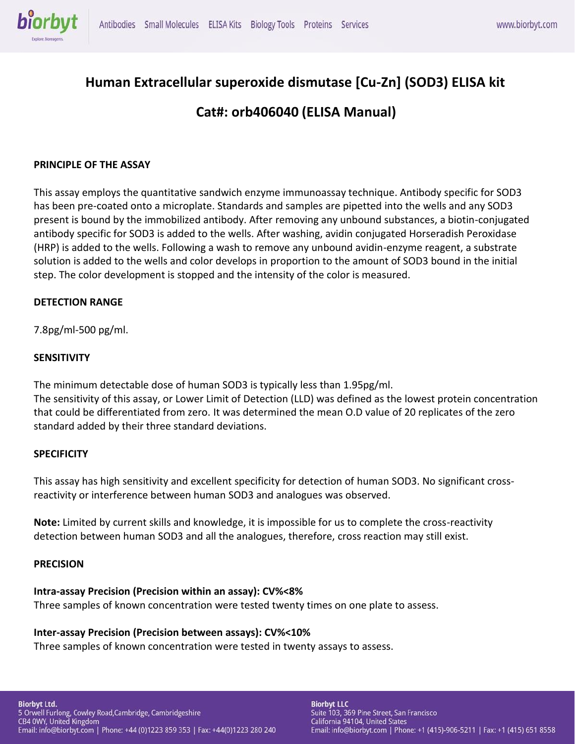# Human Extracellular superoxide dismutase [Cu-Zn] (SOD3) ELISA kit

## Cat#: orb406040 (ELISA Manual)

### PRINCIPLE OF THE ASSAY

This assay employs the quantitative sandwich enzyme immunoassay technique. Antibody specific for SOD3 has been pre-coated onto a microplate. Standards and samples are pipetted into the wells and any SOD3 present is bound by the immobilized antibody. After removing any unbound substances, a biotin-conjugated antibody specific for SOD3 is added to the wells. After washing, avidin conjugated Horseradish Peroxidase (HRP) is added to the wells. Following a wash to remove any unbound avidin-enzyme reagent, a substrate solution is added to the wells and color develops in proportion to the amount of SOD3 bound in the initial step. The color development is stopped and the intensity of the color is measured.

### DETECTION RANGE

7.8pg/ml-500 pg/ml.

### SENSITIVITY

The minimum detectable dose of human SOD3 is typically less than 1.95pg/ml.
The sensitivity of this assay, or Lower Limit of Detection (LLD) was defined as the lowest protein concentration that could be differentiated from zero. It was determined the mean O.D value of 20 replicates of the zero standard added by their three standard deviations.

### SPECIFICITY

This assay has high sensitivity and excellent specificity for detection of human SOD3. No significant cross-reactivity or interference between human SOD3 and analogues was observed.

**Note:** Limited by current skills and knowledge, it is impossible for us to complete the cross-reactivity detection between human SOD3 and all the analogues, therefore, cross reaction may still exist.

### PRECISION

**Intra-assay Precision (Precision within an assay): CV%<8%**
Three samples of known concentration were tested twenty times on one plate to assess.

**Inter-assay Precision (Precision between assays): CV%<10%**
Three samples of known concentration were tested in twenty assays to assess.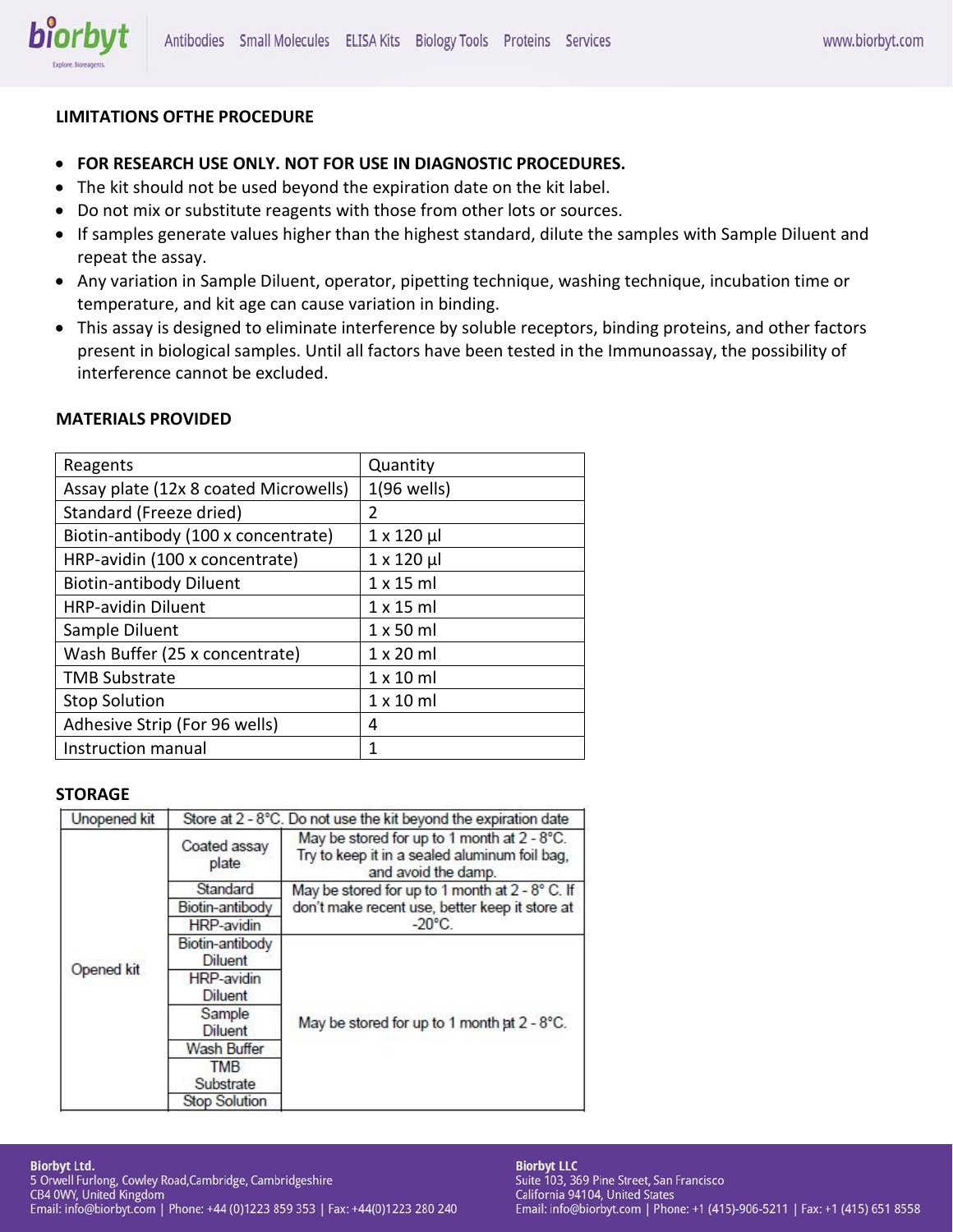**LIMITATIONS OFTHE PROCEDURE**

- **FOR RESEARCH USE ONLY. NOT FOR USE IN DIAGNOSTIC PROCEDURES.**
- The kit should not be used beyond the expiration date on the kit label.
- Do not mix or substitute reagents with those from other lots or sources.
- If samples generate values higher than the highest standard, dilute the samples with Sample Diluent and repeat the assay.
- Any variation in Sample Diluent, operator, pipetting technique, washing technique, incubation time or temperature, and kit age can cause variation in binding.
- This assay is designed to eliminate interference by soluble receptors, binding proteins, and other factors present in biological samples. Until all factors have been tested in the Immunoassay, the possibility of interference cannot be excluded.

**MATERIALS PROVIDED**

| Reagents | Quantity |
|---|---|
| Assay plate (12x 8 coated Microwells) | 1(96 wells) |
| Standard (Freeze dried) | 2 |
| Biotin-antibody (100 x concentrate) | 1 x 120 µl |
| HRP-avidin (100 x concentrate) | 1 x 120 µl |
| Biotin-antibody Diluent | 1 x 15 ml |
| HRP-avidin Diluent | 1 x 15 ml |
| Sample Diluent | 1 x 50 ml |
| Wash Buffer (25 x concentrate) | 1 x 20 ml |
| TMB Substrate | 1 x 10 ml |
| Stop Solution | 1 x 10 ml |
| Adhesive Strip (For 96 wells) | 4 |
| Instruction manual | 1 |

**STORAGE**

| Unopened kit | Store at 2 - 8°C. Do not use the kit beyond the expiration date | |
|---|---|---|
| Opened kit | Coated assay plate | May be stored for up to 1 month at 2 - 8°C. Try to keep it in a sealed aluminum foil bag, and avoid the damp. |
| | Standard | May be stored for up to 1 month at 2 - 8° C. If don't make recent use, better keep it store at -20°C. |
| | Biotin-antibody | |
| | HRP-avidin | |
| | Biotin-antibody Diluent | May be stored for up to 1 month at 2 - 8°C. |
| | HRP-avidin Diluent | |
| | Sample Diluent | |
| | Wash Buffer | |
| | TMB Substrate | |
| | Stop Solution | |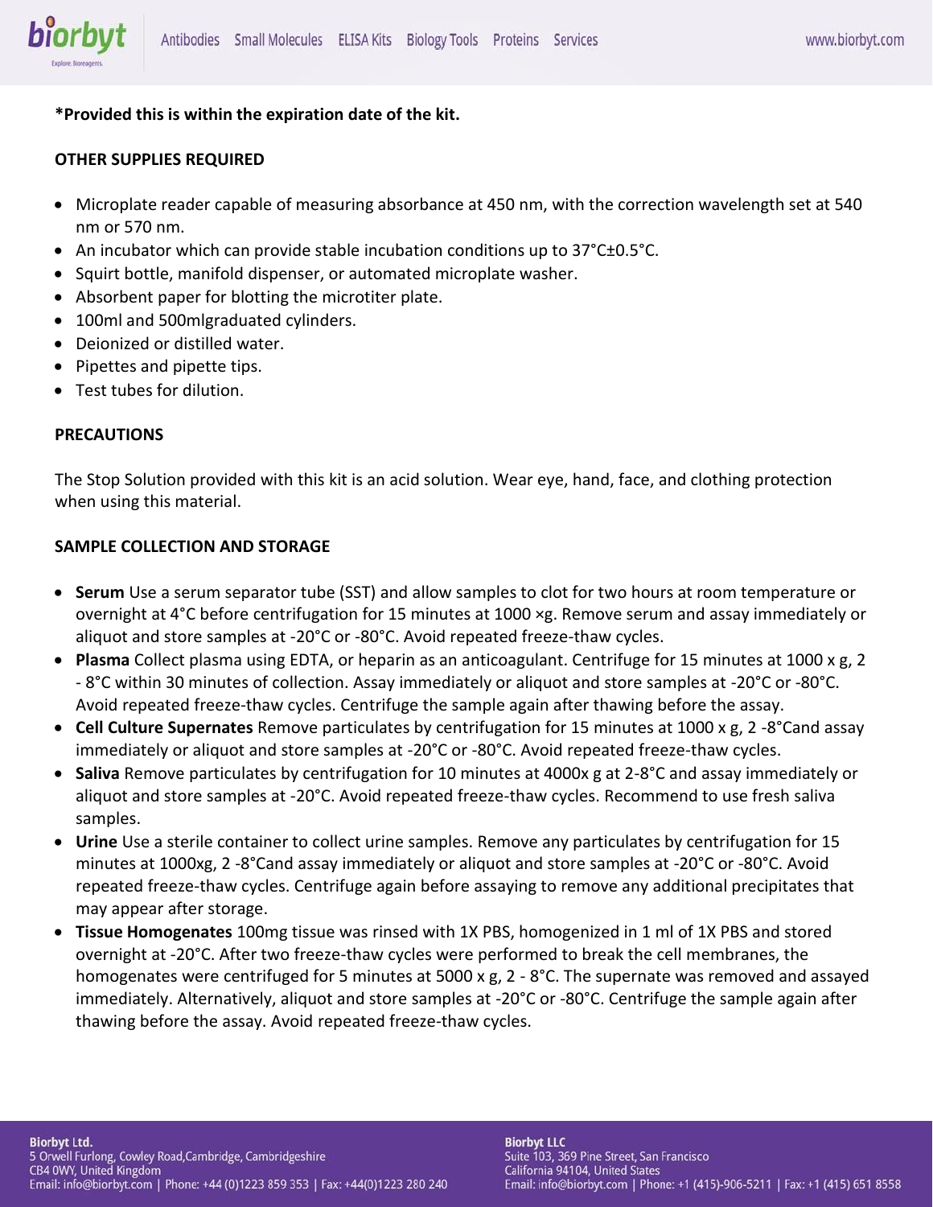**\*Provided this is within the expiration date of the kit.**

## OTHER SUPPLIES REQUIRED

- Microplate reader capable of measuring absorbance at 450 nm, with the correction wavelength set at 540 nm or 570 nm.
- An incubator which can provide stable incubation conditions up to 37°C±0.5°C.
- Squirt bottle, manifold dispenser, or automated microplate washer.
- Absorbent paper for blotting the microtiter plate.
- 100ml and 500mlgraduated cylinders.
- Deionized or distilled water.
- Pipettes and pipette tips.
- Test tubes for dilution.

## PRECAUTIONS

The Stop Solution provided with this kit is an acid solution. Wear eye, hand, face, and clothing protection when using this material.

## SAMPLE COLLECTION AND STORAGE

- **Serum** Use a serum separator tube (SST) and allow samples to clot for two hours at room temperature or overnight at 4°C before centrifugation for 15 minutes at 1000 ×g. Remove serum and assay immediately or aliquot and store samples at -20°C or -80°C. Avoid repeated freeze-thaw cycles.
- **Plasma** Collect plasma using EDTA, or heparin as an anticoagulant. Centrifuge for 15 minutes at 1000 x g, 2 - 8°C within 30 minutes of collection. Assay immediately or aliquot and store samples at -20°C or -80°C. Avoid repeated freeze-thaw cycles. Centrifuge the sample again after thawing before the assay.
- **Cell Culture Supernates** Remove particulates by centrifugation for 15 minutes at 1000 x g, 2 -8°Cand assay immediately or aliquot and store samples at -20°C or -80°C. Avoid repeated freeze-thaw cycles.
- **Saliva** Remove particulates by centrifugation for 10 minutes at 4000x g at 2-8°C and assay immediately or aliquot and store samples at -20°C. Avoid repeated freeze-thaw cycles. Recommend to use fresh saliva samples.
- **Urine** Use a sterile container to collect urine samples. Remove any particulates by centrifugation for 15 minutes at 1000xg, 2 -8°Cand assay immediately or aliquot and store samples at -20°C or -80°C. Avoid repeated freeze-thaw cycles. Centrifuge again before assaying to remove any additional precipitates that may appear after storage.
- **Tissue Homogenates** 100mg tissue was rinsed with 1X PBS, homogenized in 1 ml of 1X PBS and stored overnight at -20°C. After two freeze-thaw cycles were performed to break the cell membranes, the homogenates were centrifuged for 5 minutes at 5000 x g, 2 - 8°C. The supernate was removed and assayed immediately. Alternatively, aliquot and store samples at -20°C or -80°C. Centrifuge the sample again after thawing before the assay. Avoid repeated freeze-thaw cycles.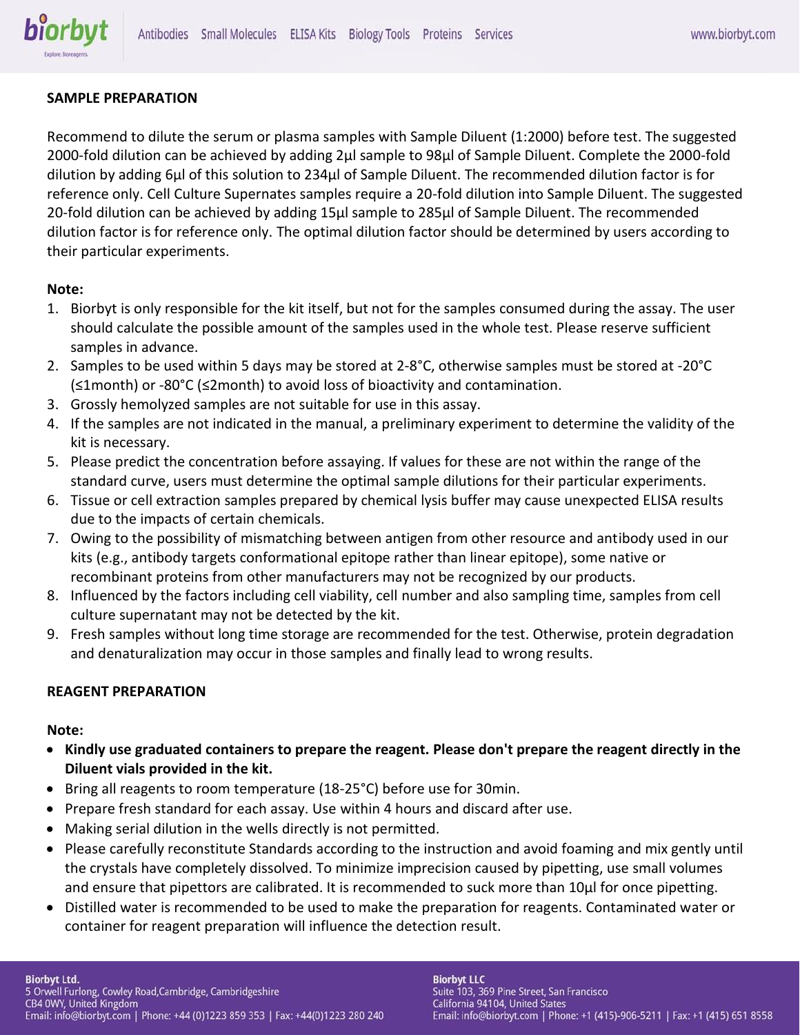**SAMPLE PREPARATION**

Recommend to dilute the serum or plasma samples with Sample Diluent (1:2000) before test. The suggested 2000-fold dilution can be achieved by adding 2µl sample to 98µl of Sample Diluent. Complete the 2000-fold dilution by adding 6µl of this solution to 234µl of Sample Diluent. The recommended dilution factor is for reference only. Cell Culture Supernates samples require a 20-fold dilution into Sample Diluent. The suggested 20-fold dilution can be achieved by adding 15µl sample to 285µl of Sample Diluent. The recommended dilution factor is for reference only. The optimal dilution factor should be determined by users according to their particular experiments.

**Note:**

1. Biorbyt is only responsible for the kit itself, but not for the samples consumed during the assay. The user should calculate the possible amount of the samples used in the whole test. Please reserve sufficient samples in advance.
2. Samples to be used within 5 days may be stored at 2-8°C, otherwise samples must be stored at -20°C (≤1month) or -80°C (≤2month) to avoid loss of bioactivity and contamination.
3. Grossly hemolyzed samples are not suitable for use in this assay.
4. If the samples are not indicated in the manual, a preliminary experiment to determine the validity of the kit is necessary.
5. Please predict the concentration before assaying. If values for these are not within the range of the standard curve, users must determine the optimal sample dilutions for their particular experiments.
6. Tissue or cell extraction samples prepared by chemical lysis buffer may cause unexpected ELISA results due to the impacts of certain chemicals.
7. Owing to the possibility of mismatching between antigen from other resource and antibody used in our kits (e.g., antibody targets conformational epitope rather than linear epitope), some native or recombinant proteins from other manufacturers may not be recognized by our products.
8. Influenced by the factors including cell viability, cell number and also sampling time, samples from cell culture supernatant may not be detected by the kit.
9. Fresh samples without long time storage are recommended for the test. Otherwise, protein degradation and denaturalization may occur in those samples and finally lead to wrong results.

**REAGENT PREPARATION**

**Note:**

- **Kindly use graduated containers to prepare the reagent. Please don't prepare the reagent directly in the Diluent vials provided in the kit.**
- Bring all reagents to room temperature (18-25°C) before use for 30min.
- Prepare fresh standard for each assay. Use within 4 hours and discard after use.
- Making serial dilution in the wells directly is not permitted.
- Please carefully reconstitute Standards according to the instruction and avoid foaming and mix gently until the crystals have completely dissolved. To minimize imprecision caused by pipetting, use small volumes and ensure that pipettors are calibrated. It is recommended to suck more than 10µl for once pipetting.
- Distilled water is recommended to be used to make the preparation for reagents. Contaminated water or container for reagent preparation will influence the detection result.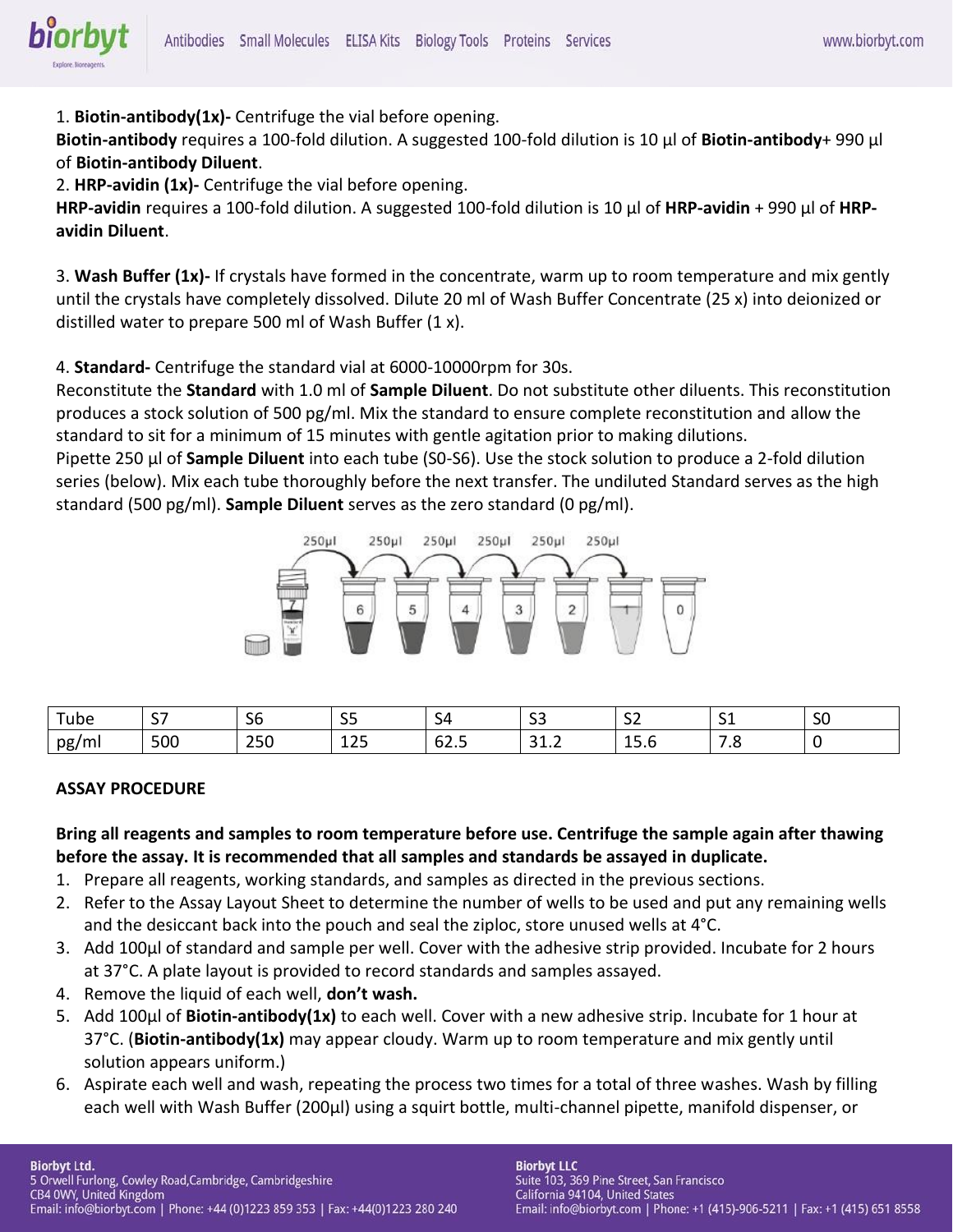1. **Biotin-antibody(1x)-** Centrifuge the vial before opening.
**Biotin-antibody** requires a 100-fold dilution. A suggested 100-fold dilution is 10 µl of **Biotin-antibody**+ 990 µl of **Biotin-antibody Diluent**.
2. **HRP-avidin (1x)-** Centrifuge the vial before opening.
**HRP-avidin** requires a 100-fold dilution. A suggested 100-fold dilution is 10 µl of **HRP-avidin** + 990 µl of **HRP-avidin Diluent**.

3. **Wash Buffer (1x)-** If crystals have formed in the concentrate, warm up to room temperature and mix gently until the crystals have completely dissolved. Dilute 20 ml of Wash Buffer Concentrate (25 x) into deionized or distilled water to prepare 500 ml of Wash Buffer (1 x).

4. **Standard-** Centrifuge the standard vial at 6000-10000rpm for 30s.
Reconstitute the **Standard** with 1.0 ml of **Sample Diluent**. Do not substitute other diluents. This reconstitution produces a stock solution of 500 pg/ml. Mix the standard to ensure complete reconstitution and allow the standard to sit for a minimum of 15 minutes with gentle agitation prior to making dilutions.
Pipette 250 µl of **Sample Diluent** into each tube (S0-S6). Use the stock solution to produce a 2-fold dilution series (below). Mix each tube thoroughly before the next transfer. The undiluted Standard serves as the high standard (500 pg/ml). **Sample Diluent** serves as the zero standard (0 pg/ml).

| Tube | S7 | S6 | S5 | S4 | S3 | S2 | S1 | S0 |
|---|---|---|---|---|---|---|---|---|
| pg/ml | 500 | 250 | 125 | 62.5 | 31.2 | 15.6 | 7.8 | 0 |

**ASSAY PROCEDURE**

**Bring all reagents and samples to room temperature before use. Centrifuge the sample again after thawing before the assay. It is recommended that all samples and standards be assayed in duplicate.**

1. Prepare all reagents, working standards, and samples as directed in the previous sections.
2. Refer to the Assay Layout Sheet to determine the number of wells to be used and put any remaining wells and the desiccant back into the pouch and seal the ziploc, store unused wells at 4°C.
3. Add 100µl of standard and sample per well. Cover with the adhesive strip provided. Incubate for 2 hours at 37°C. A plate layout is provided to record standards and samples assayed.
4. Remove the liquid of each well, **don't wash.**
5. Add 100µl of **Biotin-antibody(1x)** to each well. Cover with a new adhesive strip. Incubate for 1 hour at 37°C. (**Biotin-antibody(1x)** may appear cloudy. Warm up to room temperature and mix gently until solution appears uniform.)
6. Aspirate each well and wash, repeating the process two times for a total of three washes. Wash by filling each well with Wash Buffer (200µl) using a squirt bottle, multi-channel pipette, manifold dispenser, or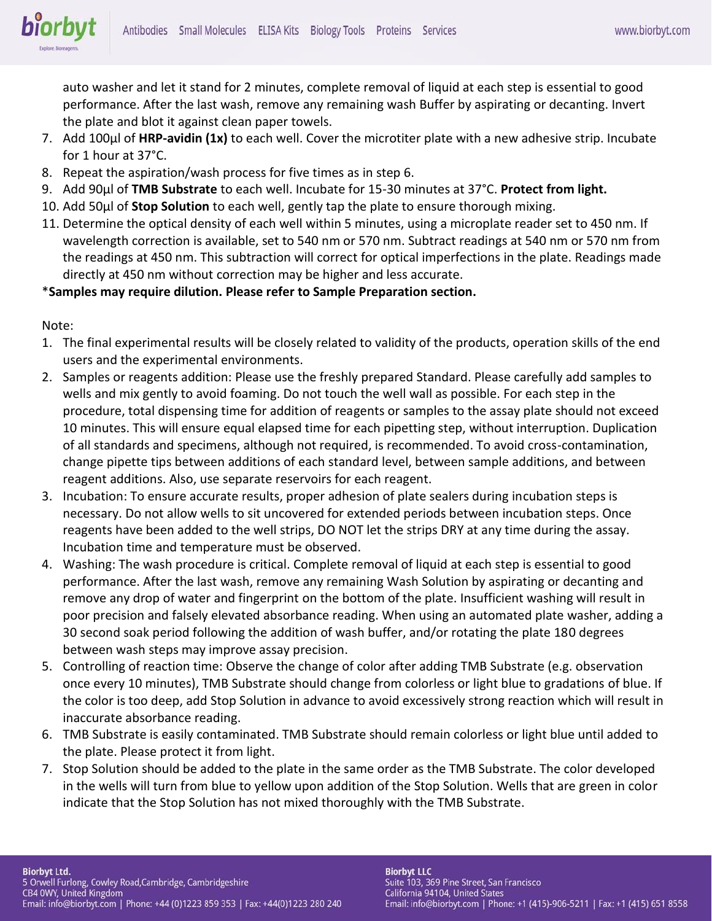auto washer and let it stand for 2 minutes, complete removal of liquid at each step is essential to good performance. After the last wash, remove any remaining wash Buffer by aspirating or decanting. Invert the plate and blot it against clean paper towels.

7. Add 100μl of **HRP-avidin (1x)** to each well. Cover the microtiter plate with a new adhesive strip. Incubate for 1 hour at 37°C.
8. Repeat the aspiration/wash process for five times as in step 6.
9. Add 90μl of **TMB Substrate** to each well. Incubate for 15-30 minutes at 37°C. **Protect from light.**
10. Add 50μl of **Stop Solution** to each well, gently tap the plate to ensure thorough mixing.
11. Determine the optical density of each well within 5 minutes, using a microplate reader set to 450 nm. If wavelength correction is available, set to 540 nm or 570 nm. Subtract readings at 540 nm or 570 nm from the readings at 450 nm. This subtraction will correct for optical imperfections in the plate. Readings made directly at 450 nm without correction may be higher and less accurate.

***Samples may require dilution. Please refer to Sample Preparation section.**

Note:

1. The final experimental results will be closely related to validity of the products, operation skills of the end users and the experimental environments.
2. Samples or reagents addition: Please use the freshly prepared Standard. Please carefully add samples to wells and mix gently to avoid foaming. Do not touch the well wall as possible. For each step in the procedure, total dispensing time for addition of reagents or samples to the assay plate should not exceed 10 minutes. This will ensure equal elapsed time for each pipetting step, without interruption. Duplication of all standards and specimens, although not required, is recommended. To avoid cross-contamination, change pipette tips between additions of each standard level, between sample additions, and between reagent additions. Also, use separate reservoirs for each reagent.
3. Incubation: To ensure accurate results, proper adhesion of plate sealers during incubation steps is necessary. Do not allow wells to sit uncovered for extended periods between incubation steps. Once reagents have been added to the well strips, DO NOT let the strips DRY at any time during the assay. Incubation time and temperature must be observed.
4. Washing: The wash procedure is critical. Complete removal of liquid at each step is essential to good performance. After the last wash, remove any remaining Wash Solution by aspirating or decanting and remove any drop of water and fingerprint on the bottom of the plate. Insufficient washing will result in poor precision and falsely elevated absorbance reading. When using an automated plate washer, adding a 30 second soak period following the addition of wash buffer, and/or rotating the plate 180 degrees between wash steps may improve assay precision.
5. Controlling of reaction time: Observe the change of color after adding TMB Substrate (e.g. observation once every 10 minutes), TMB Substrate should change from colorless or light blue to gradations of blue. If the color is too deep, add Stop Solution in advance to avoid excessively strong reaction which will result in inaccurate absorbance reading.
6. TMB Substrate is easily contaminated. TMB Substrate should remain colorless or light blue until added to the plate. Please protect it from light.
7. Stop Solution should be added to the plate in the same order as the TMB Substrate. The color developed in the wells will turn from blue to yellow upon addition of the Stop Solution. Wells that are green in color indicate that the Stop Solution has not mixed thoroughly with the TMB Substrate.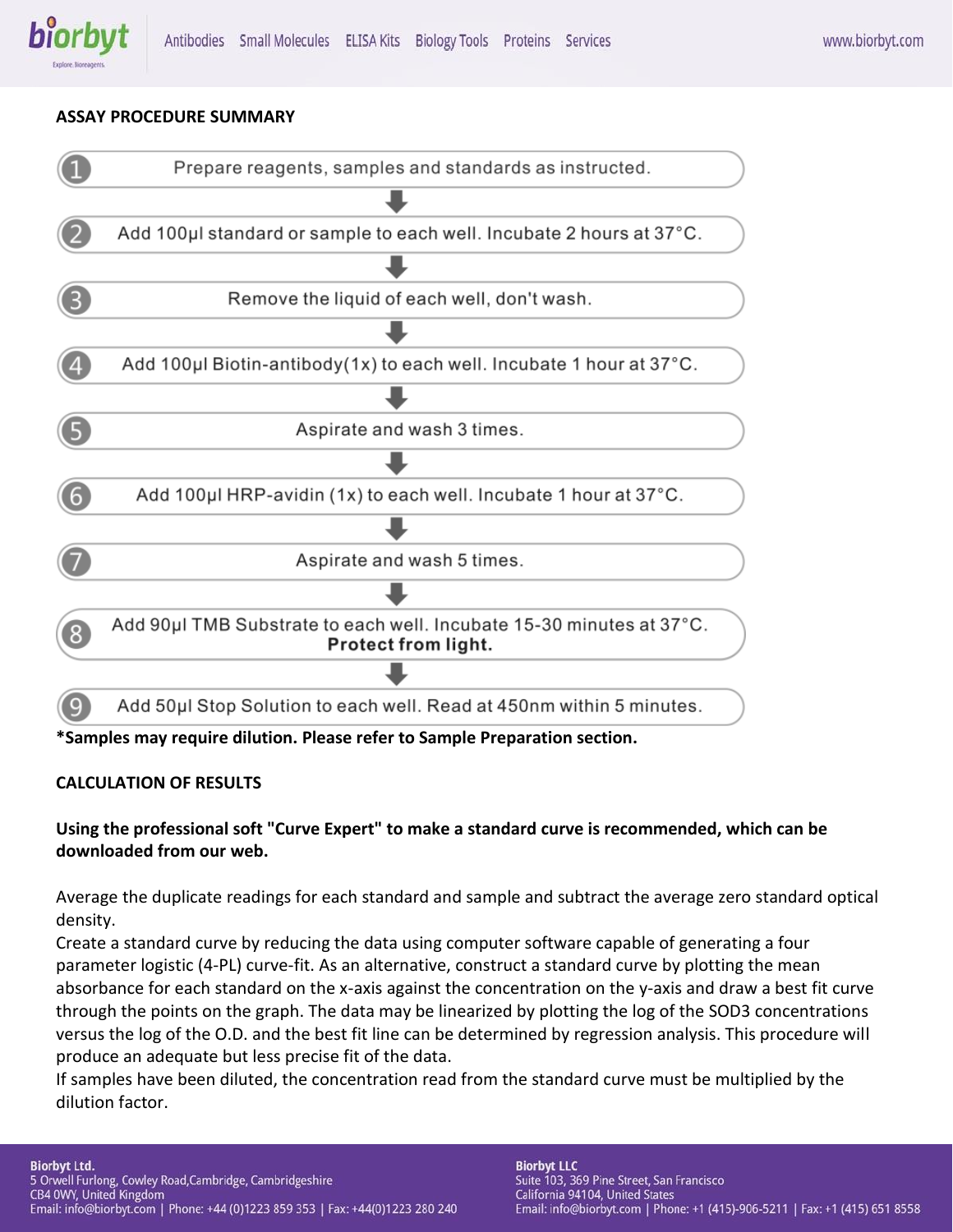**ASSAY PROCEDURE SUMMARY**

1. Prepare reagents, samples and standards as instructed.
2. Add 100µl standard or sample to each well. Incubate 2 hours at 37°C.
3. Remove the liquid of each well, don't wash.
4. Add 100µl Biotin-antibody(1x) to each well. Incubate 1 hour at 37°C.
5. Aspirate and wash 3 times.
6. Add 100µl HRP-avidin (1x) to each well. Incubate 1 hour at 37°C.
7. Aspirate and wash 5 times.
8. Add 90µl TMB Substrate to each well. Incubate 15-30 minutes at 37°C. **Protect from light.**
9. Add 50µl Stop Solution to each well. Read at 450nm within 5 minutes.

**\*Samples may require dilution. Please refer to Sample Preparation section.**

**CALCULATION OF RESULTS**

**Using the professional soft "Curve Expert" to make a standard curve is recommended, which can be downloaded from our web.**

Average the duplicate readings for each standard and sample and subtract the average zero standard optical density.
Create a standard curve by reducing the data using computer software capable of generating a four parameter logistic (4-PL) curve-fit. As an alternative, construct a standard curve by plotting the mean absorbance for each standard on the x-axis against the concentration on the y-axis and draw a best fit curve through the points on the graph. The data may be linearized by plotting the log of the SOD3 concentrations versus the log of the O.D. and the best fit line can be determined by regression analysis. This procedure will produce an adequate but less precise fit of the data.
If samples have been diluted, the concentration read from the standard curve must be multiplied by the dilution factor.